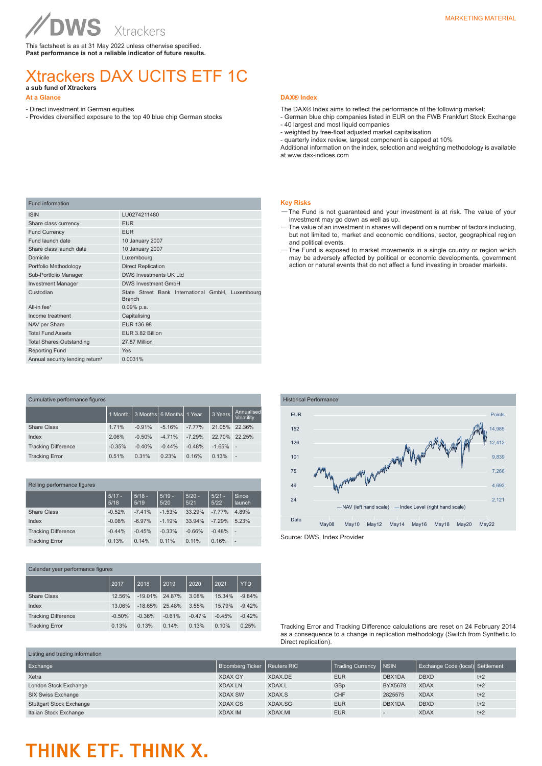MARKETING MATERIAL

DWS Xtrackers

This factsheet is as at 31 May 2022 unless otherwise specified.
**Past performance is not a reliable indicator of future results.**

# Xtrackers DAX UCITS ETF 1C

**a sub fund of Xtrackers**

## At a Glance

- Direct investment in German equities
- Provides diversified exposure to the top 40 blue chip German stocks

## DAX® Index

The DAX® Index aims to reflect the performance of the following market:
- German blue chip companies listed in EUR on the FWB Frankfurt Stock Exchange
- 40 largest and most liquid companies
- weighted by free-float adjusted market capitalisation
- quarterly index review, largest component is capped at 10%

Additional information on the index, selection and weighting methodology is available at www.dax-indices.com

| Fund information | |
|---|---|
| ISIN | LU0274211480 |
| Share class currency | EUR |
| Fund Currency | EUR |
| Fund launch date | 10 January 2007 |
| Share class launch date | 10 January 2007 |
| Domicile | Luxembourg |
| Portfolio Methodology | Direct Replication |
| Sub-Portfolio Manager | DWS Investments UK Ltd |
| Investment Manager | DWS Investment GmbH |
| Custodian | State Street Bank International GmbH, Luxembourg Branch |
| All-in fee[1] | 0.09% p.a. |
| Income treatment | Capitalising |
| NAV per Share | EUR 136.98 |
| Total Fund Assets | EUR 3.82 Billion |
| Total Shares Outstanding | 27.87 Million |
| Reporting Fund | Yes |
| Annual security lending return[2] | 0.0031% |

## Key Risks

- The Fund is not guaranteed and your investment is at risk. The value of your investment may go down as well as up.
- The value of an investment in shares will depend on a number of factors including, but not limited to, market and economic conditions, sector, geographical region and political events.
- The Fund is exposed to market movements in a single country or region which may be adversely affected by political or economic developments, government action or natural events that do not affect a fund investing in broader markets.

**Cumulative performance figures**

| | 1 Month | 3 Months | 6 Months | 1 Year | 3 Years | Annualised Volatility |
|---|---|---|---|---|---|---|
| Share Class | 1.71% | -0.91% | -5.16% | -7.77% | 21.05% | 22.36% |
| Index | 2.06% | -0.50% | -4.71% | -7.29% | 22.70% | 22.25% |
| Tracking Difference | -0.35% | -0.40% | -0.44% | -0.48% | -1.65% | - |
| Tracking Error | 0.51% | 0.31% | 0.23% | 0.16% | 0.13% | - |

**Historical Performance**

EUR
152
126
101
75
49
24
Points
14,985
12,412
9,839
7,266
4,693
2,121
— NAV (left hand scale) — Index Level (right hand scale)
Date May08 May10 May12 May14 May16 May18 May20 May22

Source: DWS, Index Provider

**Rolling performance figures**

| | 5/17 - 5/18 | 5/18 - 5/19 | 5/19 - 5/20 | 5/20 - 5/21 | 5/21 - 5/22 | Since launch |
|---|---|---|---|---|---|---|
| Share Class | -0.52% | -7.41% | -1.53% | 33.29% | -7.77% | 4.89% |
| Index | -0.08% | -6.97% | -1.19% | 33.94% | -7.29% | 5.23% |
| Tracking Difference | -0.44% | -0.45% | -0.33% | -0.66% | -0.48% | - |
| Tracking Error | 0.13% | 0.14% | 0.11% | 0.11% | 0.16% | - |

**Calendar year performance figures**

| | 2017 | 2018 | 2019 | 2020 | 2021 | YTD |
|---|---|---|---|---|---|---|
| Share Class | 12.56% | -19.01% | 24.87% | 3.08% | 15.34% | -9.84% |
| Index | 13.06% | -18.65% | 25.48% | 3.55% | 15.79% | -9.42% |
| Tracking Difference | -0.50% | -0.36% | -0.61% | -0.47% | -0.45% | -0.42% |
| Tracking Error | 0.13% | 0.13% | 0.14% | 0.13% | 0.10% | 0.25% |

Tracking Error and Tracking Difference calculations are reset on 24 February 2014 as a consequence to a change in replication methodology (Switch from Synthetic to Direct replication).

**Listing and trading information**

| Exchange | Bloomberg Ticker | Reuters RIC | Trading Currency | NSIN | Exchange Code (local) | Settlement |
|---|---|---|---|---|---|---|
| Xetra | XDAX GY | XDAX.DE | EUR | DBX1DA | DBXD | t+2 |
| London Stock Exchange | XDAX LN | XDAX.L | GBp | BYX5678 | XDAX | t+2 |
| SIX Swiss Exchange | XDAX SW | XDAX.S | CHF | 2825575 | XDAX | t+2 |
| Stuttgart Stock Exchange | XDAX GS | XDAX.SG | EUR | DBX1DA | DBXD | t+2 |
| Italian Stock Exchange | XDAX IM | XDAX.MI | EUR | - | XDAX | t+2 |

THINK ETF. THINK X.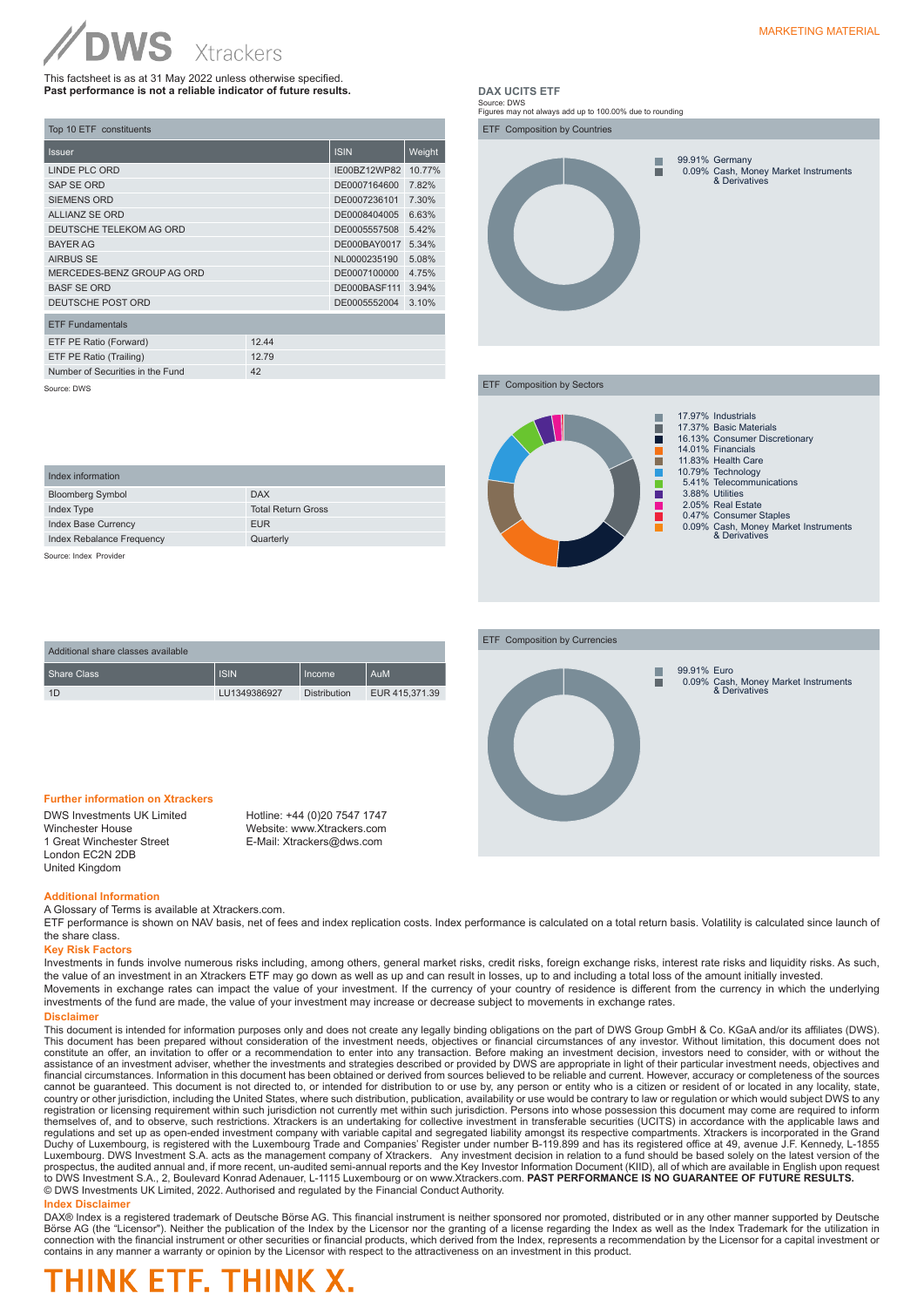MARKETING MATERIAL

DWS Xtrackers

This factsheet is as at 31 May 2022 unless otherwise specified.
**Past performance is not a reliable indicator of future results.**

**DAX UCITS ETF**
Source: DWS
Figures may not always add up to 100.00% due to rounding

### Top 10 ETF constituents

| Issuer | ISIN | Weight |
|---|---|---|
| LINDE PLC ORD | IE00BZ12WP82 | 10.77% |
| SAP SE ORD | DE0007164600 | 7.82% |
| SIEMENS ORD | DE0007236101 | 7.30% |
| ALLIANZ SE ORD | DE0008404005 | 6.63% |
| DEUTSCHE TELEKOM AG ORD | DE0005557508 | 5.42% |
| BAYER AG | DE000BAY0017 | 5.34% |
| AIRBUS SE | NL0000235190 | 5.08% |
| MERCEDES-BENZ GROUP AG ORD | DE0007100000 | 4.75% |
| BASF SE ORD | DE000BASF111 | 3.94% |
| DEUTSCHE POST ORD | DE0005552004 | 3.10% |

### ETF Fundamentals

| | |
|---|---|
| ETF PE Ratio (Forward) | 12.44 |
| ETF PE Ratio (Trailing) | 12.79 |
| Number of Securities in the Fund | 42 |

Source: DWS

### ETF Composition by Countries

99.91% Germany
0.09% Cash, Money Market Instruments & Derivatives

### ETF Composition by Sectors

17.97% Industrials
17.37% Basic Materials
16.13% Consumer Discretionary
14.01% Financials
11.83% Health Care
10.79% Technology
5.41% Telecommunications
3.88% Utilities
2.05% Real Estate
0.47% Consumer Staples
0.09% Cash, Money Market Instruments & Derivatives

### Index information

| | |
|---|---|
| Bloomberg Symbol | DAX |
| Index Type | Total Return Gross |
| Index Base Currency | EUR |
| Index Rebalance Frequency | Quarterly |

Source: Index Provider

### Additional share classes available

| Share Class | ISIN | Income | AuM |
|---|---|---|---|
| 1D | LU1349386927 | Distribution | EUR 415,371.39 |

### ETF Composition by Currencies

99.91% Euro
0.09% Cash, Money Market Instruments & Derivatives

### Further information on Xtrackers

DWS Investments UK Limited
Winchester House
1 Great Winchester Street
London EC2N 2DB
United Kingdom

Hotline: +44 (0)20 7547 1747
Website: www.Xtrackers.com
E-Mail: Xtrackers@dws.com

### Additional Information

A Glossary of Terms is available at Xtrackers.com.
ETF performance is shown on NAV basis, net of fees and index replication costs. Index performance is calculated on a total return basis. Volatility is calculated since launch of the share class.

### Key Risk Factors

Investments in funds involve numerous risks including, among others, general market risks, credit risks, foreign exchange risks, interest rate risks and liquidity risks. As such, the value of an investment in an Xtrackers ETF may go down as well as up and can result in losses, up to and including a total loss of the amount initially invested.
Movements in exchange rates can impact the value of your investment. If the currency of your country of residence is different from the currency in which the underlying investments of the fund are made, the value of your investment may increase or decrease subject to movements in exchange rates.

### Disclaimer

This document is intended for information purposes only and does not create any legally binding obligations on the part of DWS Group GmbH & Co. KGaA and/or its affiliates (DWS). This document has been prepared without consideration of the investment needs, objectives or financial circumstances of any investor. Without limitation, this document does not constitute an offer, an invitation to offer or a recommendation to enter into any transaction. Before making an investment decision, investors need to consider, with or without the assistance of an investment adviser, whether the investments and strategies described or provided by DWS are appropriate in light of their particular investment needs, objectives and financial circumstances. Information in this document has been obtained or derived from sources believed to be reliable and current. However, accuracy or completeness of the sources cannot be guaranteed. This document is not directed to, or intended for distribution to or use by, any person or entity who is a citizen or resident of or located in any locality, state, country or other jurisdiction, including the United States, where such distribution, publication, availability or use would be contrary to law or regulation or which would subject DWS to any registration or licensing requirement within such jurisdiction not currently met within such jurisdiction. Persons into whose possession this document may come are required to inform themselves of, and to observe, such restrictions. Xtrackers is an undertaking for collective investment in transferable securities (UCITS) in accordance with the applicable laws and regulations and set up as open-ended investment company with variable capital and segregated liability amongst its respective compartments. Xtrackers is incorporated in the Grand Duchy of Luxembourg, is registered with the Luxembourg Trade and Companies' Register under number B-119.899 and has its registered office at 49, avenue J.F. Kennedy, L-1855 Luxembourg. DWS Investment S.A. acts as the management company of Xtrackers. Any investment decision in relation to a fund should be based solely on the latest version of the prospectus, the audited annual and, if more recent, un-audited semi-annual reports and the Key Investor Information Document (KIID), all of which are available in English upon request to DWS Investment S.A., 2, Boulevard Konrad Adenauer, L-1115 Luxembourg or on www.Xtrackers.com. **PAST PERFORMANCE IS NO GUARANTEE OF FUTURE RESULTS.**
© DWS Investments UK Limited, 2022. Authorised and regulated by the Financial Conduct Authority.

### Index Disclaimer

DAX® Index is a registered trademark of Deutsche Börse AG. This financial instrument is neither sponsored nor promoted, distributed or in any other manner supported by Deutsche Börse AG (the "Licensor"). Neither the publication of the Index by the Licensor nor the granting of a license regarding the Index as well as the Index Trademark for the utilization in connection with the financial instrument or other securities or financial products, which derived from the Index, represents a recommendation by the Licensor for a capital investment or contains in any manner a warranty or opinion by the Licensor with respect to the attractiveness on an investment in this product.

**THINK ETF. THINK X.**